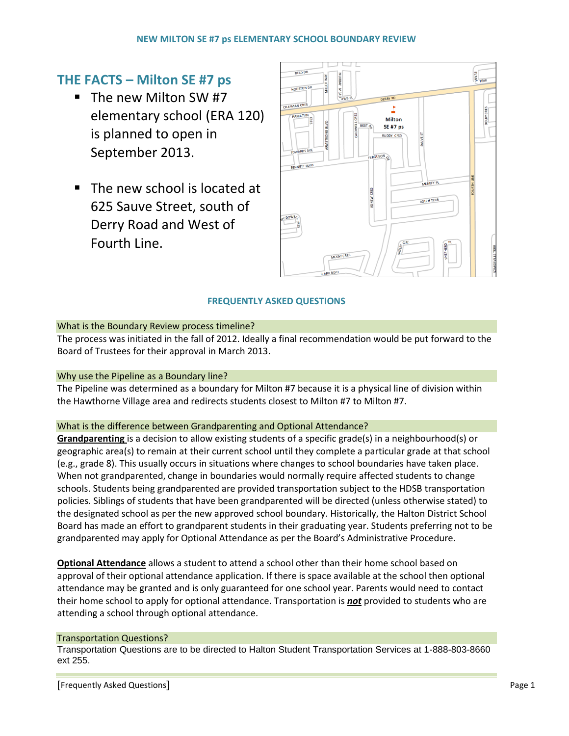NEW MILTON SE #7 ps ELEMENTARY SCHOOL BOUNDARY REVIEW

## THE FACTS – Milton SE #7 ps

- The new Milton SW #7 elementary school (ERA 120) is planned to open in September 2013.
- The new school is located at 625 Sauve Street, south of Derry Road and West of Fourth Line.

### FREQUENTLY ASKED QUESTIONS

**What is the Boundary Review process timeline?**

The process was initiated in the fall of 2012. Ideally a final recommendation would be put forward to the Board of Trustees for their approval in March 2013.

**Why use the Pipeline as a Boundary line?**

The Pipeline was determined as a boundary for Milton #7 because it is a physical line of division within the Hawthorne Village area and redirects students closest to Milton #7 to Milton #7.

**What is the difference between Grandparenting and Optional Attendance?**

**Grandparenting** is a decision to allow existing students of a specific grade(s) in a neighbourhood(s) or geographic area(s) to remain at their current school until they complete a particular grade at that school (e.g., grade 8). This usually occurs in situations where changes to school boundaries have taken place. When not grandparented, change in boundaries would normally require affected students to change schools. Students being grandparented are provided transportation subject to the HDSB transportation policies. Siblings of students that have been grandparented will be directed (unless otherwise stated) to the designated school as per the new approved school boundary. Historically, the Halton District School Board has made an effort to grandparent students in their graduating year. Students preferring not to be grandparented may apply for Optional Attendance as per the Board's Administrative Procedure.

**Optional Attendance** allows a student to attend a school other than their home school based on approval of their optional attendance application. If there is space available at the school then optional attendance may be granted and is only guaranteed for one school year. Parents would need to contact their home school to apply for optional attendance. Transportation is ***not*** provided to students who are attending a school through optional attendance.

**Transportation Questions?**

Transportation Questions are to be directed to Halton Student Transportation Services at 1-888-803-8660 ext 255.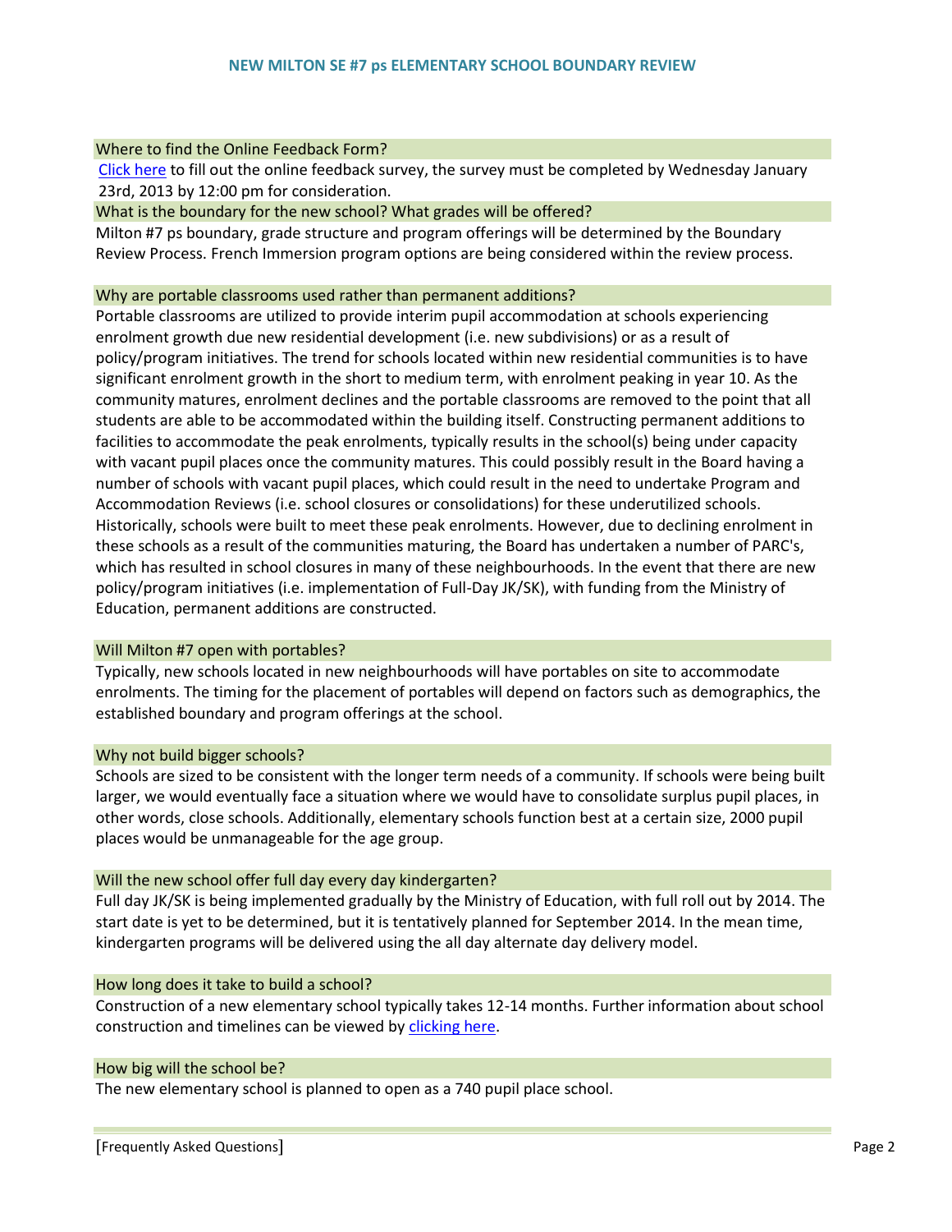## NEW MILTON SE #7 ps ELEMENTARY SCHOOL BOUNDARY REVIEW

### Where to find the Online Feedback Form?

Click here to fill out the online feedback survey, the survey must be completed by Wednesday January 23rd, 2013 by 12:00 pm for consideration.

### What is the boundary for the new school? What grades will be offered?

Milton #7 ps boundary, grade structure and program offerings will be determined by the Boundary Review Process. French Immersion program options are being considered within the review process.

### Why are portable classrooms used rather than permanent additions?

Portable classrooms are utilized to provide interim pupil accommodation at schools experiencing enrolment growth due new residential development (i.e. new subdivisions) or as a result of policy/program initiatives. The trend for schools located within new residential communities is to have significant enrolment growth in the short to medium term, with enrolment peaking in year 10. As the community matures, enrolment declines and the portable classrooms are removed to the point that all students are able to be accommodated within the building itself. Constructing permanent additions to facilities to accommodate the peak enrolments, typically results in the school(s) being under capacity with vacant pupil places once the community matures. This could possibly result in the Board having a number of schools with vacant pupil places, which could result in the need to undertake Program and Accommodation Reviews (i.e. school closures or consolidations) for these underutilized schools. Historically, schools were built to meet these peak enrolments. However, due to declining enrolment in these schools as a result of the communities maturing, the Board has undertaken a number of PARC's, which has resulted in school closures in many of these neighbourhoods. In the event that there are new policy/program initiatives (i.e. implementation of Full-Day JK/SK), with funding from the Ministry of Education, permanent additions are constructed.

### Will Milton #7 open with portables?

Typically, new schools located in new neighbourhoods will have portables on site to accommodate enrolments. The timing for the placement of portables will depend on factors such as demographics, the established boundary and program offerings at the school.

### Why not build bigger schools?

Schools are sized to be consistent with the longer term needs of a community. If schools were being built larger, we would eventually face a situation where we would have to consolidate surplus pupil places, in other words, close schools. Additionally, elementary schools function best at a certain size, 2000 pupil places would be unmanageable for the age group.

### Will the new school offer full day every day kindergarten?

Full day JK/SK is being implemented gradually by the Ministry of Education, with full roll out by 2014. The start date is yet to be determined, but it is tentatively planned for September 2014. In the mean time, kindergarten programs will be delivered using the all day alternate day delivery model.

### How long does it take to build a school?

Construction of a new elementary school typically takes 12-14 months. Further information about school construction and timelines can be viewed by clicking here.

### How big will the school be?

The new elementary school is planned to open as a 740 pupil place school.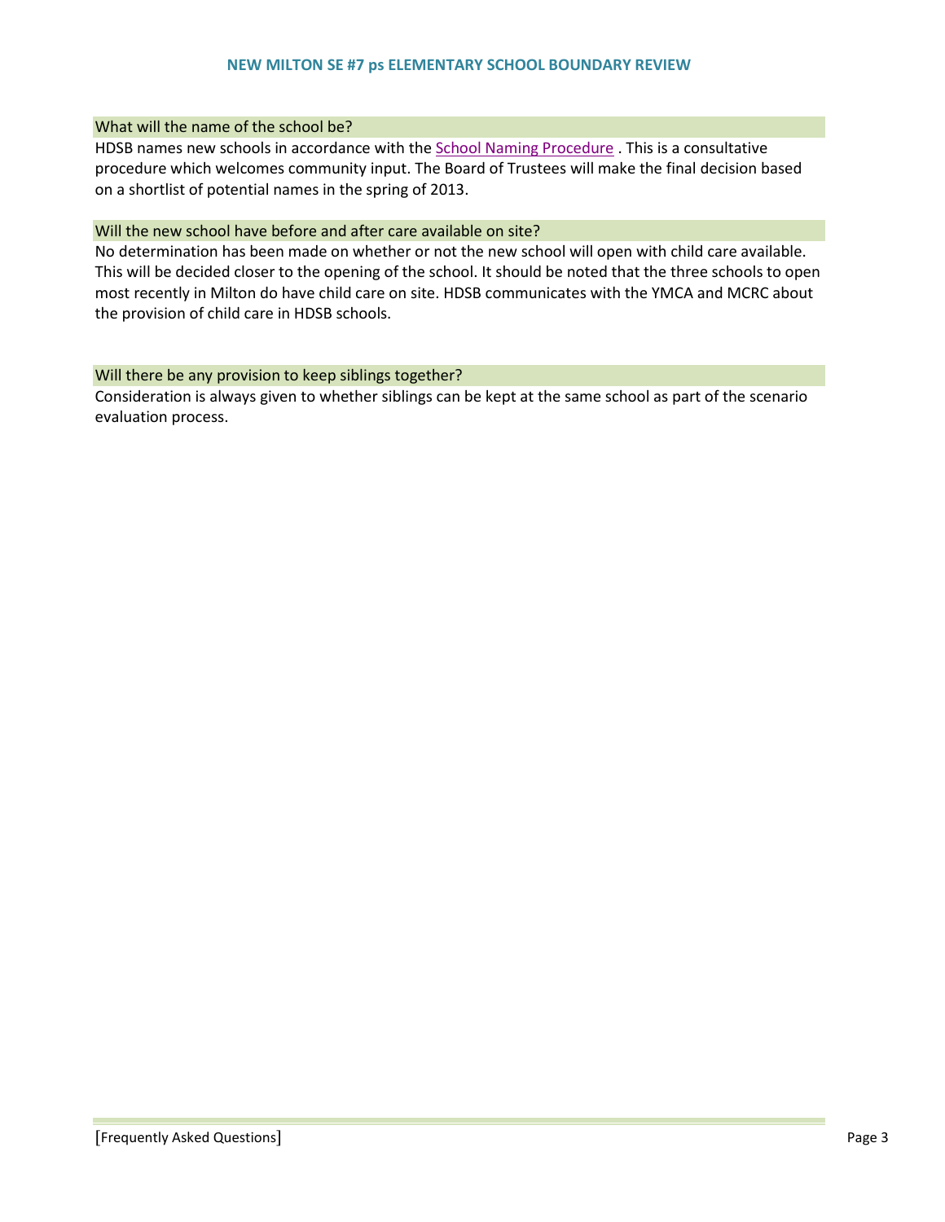### What will the name of the school be?

HDSB names new schools in accordance with the School Naming Procedure . This is a consultative procedure which welcomes community input. The Board of Trustees will make the final decision based on a shortlist of potential names in the spring of 2013.

### Will the new school have before and after care available on site?

No determination has been made on whether or not the new school will open with child care available. This will be decided closer to the opening of the school. It should be noted that the three schools to open most recently in Milton do have child care on site. HDSB communicates with the YMCA and MCRC about the provision of child care in HDSB schools.

### Will there be any provision to keep siblings together?

Consideration is always given to whether siblings can be kept at the same school as part of the scenario evaluation process.